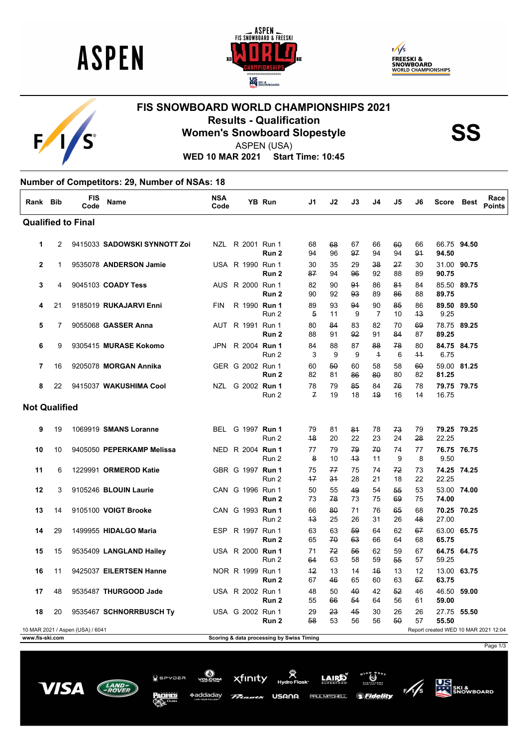# FIS SNOWBOARD WORLD CHAMPIONSHIPS 2021

## Results - Qualification

## Women's Snowboard Slopestyle

**SS**

ASPEN (USA)

**WED 10 MAR 2021 Start Time: 10:45**

### Number of Competitors: 29, Number of NSAs: 18

| Rank | Bib | FIS Code | Name | NSA Code | | YB | Run | J1 | J2 | J3 | J4 | J5 | J6 | Score | Best | Race Points |
|---|---|---|---|---|---|---|---|---|---|---|---|---|---|---|---|---|
| **Qualified to Final** | | | | | | | | | | | | | | | | |
| 1 | 2 | 9415033 | **SADOWSKI SYNNOTT Zoi** | NZL | R | 2001 | Run 1 | 68 | ~~68~~ | 67 | 66 | ~~60~~ | 66 | 66.75 | **94.50** | |
| | | | | | | | **Run 2** | 94 | 96 | ~~97~~ | 94 | 94 | ~~91~~ | **94.50** | | |
| 2 | 1 | 9535078 | **ANDERSON Jamie** | USA | R | 1990 | Run 1 | 30 | 35 | 29 | ~~38~~ | ~~27~~ | 30 | 31.00 | **90.75** | |
| | | | | | | | **Run 2** | ~~87~~ | 94 | ~~96~~ | 92 | 88 | 89 | **90.75** | | |
| 3 | 4 | 9045103 | **COADY Tess** | AUS | R | 2000 | Run 1 | 82 | 90 | ~~91~~ | 86 | ~~81~~ | 84 | 85.50 | **89.75** | |
| | | | | | | | **Run 2** | 90 | 92 | ~~93~~ | 89 | ~~86~~ | 88 | **89.75** | | |
| 4 | 21 | 9185019 | **RUKAJARVI Enni** | FIN | R | 1990 | **Run 1** | 89 | 93 | ~~94~~ | 90 | ~~85~~ | 86 | **89.50** | **89.50** | |
| | | | | | | | Run 2 | ~~5~~ | 11 | 9 | 7 | 10 | ~~13~~ | 9.25 | | |
| 5 | 7 | 9055068 | **GASSER Anna** | AUT | R | 1991 | Run 1 | 80 | ~~84~~ | 83 | 82 | 70 | ~~69~~ | 78.75 | **89.25** | |
| | | | | | | | **Run 2** | 88 | 91 | ~~92~~ | 91 | ~~84~~ | 87 | **89.25** | | |
| 6 | 9 | 9305415 | **MURASE Kokomo** | JPN | R | 2004 | **Run 1** | 84 | 88 | 87 | ~~88~~ | ~~78~~ | 80 | **84.75** | **84.75** | |
| | | | | | | | Run 2 | 3 | 9 | 9 | ~~1~~ | 6 | ~~11~~ | 6.75 | | |
| 7 | 16 | 9205078 | **MORGAN Annika** | GER | G | 2002 | Run 1 | 60 | ~~50~~ | 60 | 58 | 58 | ~~60~~ | 59.00 | **81.25** | |
| | | | | | | | **Run 2** | 82 | 81 | ~~86~~ | ~~80~~ | 80 | 82 | **81.25** | | |
| 8 | 22 | 9415037 | **WAKUSHIMA Cool** | NZL | G | 2002 | **Run 1** | 78 | 79 | ~~85~~ | 84 | ~~76~~ | 78 | **79.75** | **79.75** | |
| | | | | | | | Run 2 | ~~7~~ | 19 | 18 | ~~19~~ | 16 | 14 | 16.75 | | |
| **Not Qualified** | | | | | | | | | | | | | | | | |
| 9 | 19 | 1069919 | **SMANS Loranne** | BEL | G | 1997 | **Run 1** | 79 | 81 | ~~81~~ | 78 | ~~73~~ | 79 | **79.25** | **79.25** | |
| | | | | | | | Run 2 | ~~18~~ | 20 | 22 | 23 | 24 | ~~28~~ | 22.25 | | |
| 10 | 10 | 9405050 | **PEPERKAMP Melissa** | NED | R | 2004 | **Run 1** | 77 | 79 | ~~79~~ | ~~70~~ | 74 | 77 | **76.75** | **76.75** | |
| | | | | | | | Run 2 | ~~8~~ | 10 | ~~13~~ | 11 | 9 | 8 | 9.50 | | |
| 11 | 6 | 1229991 | **ORMEROD Katie** | GBR | G | 1997 | **Run 1** | 75 | ~~77~~ | 75 | 74 | ~~72~~ | 73 | **74.25** | **74.25** | |
| | | | | | | | Run 2 | ~~17~~ | ~~31~~ | 28 | 21 | 18 | 22 | 22.25 | | |
| 12 | 3 | 9105246 | **BLOUIN Laurie** | CAN | G | 1996 | Run 1 | 50 | 55 | ~~49~~ | 54 | ~~55~~ | 53 | 53.00 | **74.00** | |
| | | | | | | | **Run 2** | 73 | ~~78~~ | 73 | 75 | ~~69~~ | 75 | **74.00** | | |
| 13 | 14 | 9105100 | **VOIGT Brooke** | CAN | G | 1993 | **Run 1** | 66 | ~~80~~ | 71 | 76 | ~~65~~ | 68 | **70.25** | **70.25** | |
| | | | | | | | Run 2 | ~~13~~ | 25 | 26 | 31 | 26 | ~~48~~ | 27.00 | | |
| 14 | 29 | 1499955 | **HIDALGO Maria** | ESP | R | 1997 | Run 1 | 63 | 63 | ~~59~~ | 64 | 62 | ~~67~~ | 63.00 | **65.75** | |
| | | | | | | | **Run 2** | 65 | ~~70~~ | ~~63~~ | 66 | 64 | 68 | **65.75** | | |
| 15 | 15 | 9535409 | **LANGLAND Hailey** | USA | R | 2000 | **Run 1** | 71 | ~~72~~ | ~~56~~ | 62 | 59 | 67 | **64.75** | **64.75** | |
| | | | | | | | Run 2 | ~~64~~ | 63 | 58 | 59 | ~~55~~ | 57 | 59.25 | | |
| 16 | 11 | 9425037 | **EILERTSEN Hanne** | NOR | R | 1999 | Run 1 | ~~12~~ | 13 | 14 | ~~16~~ | 13 | 12 | 13.00 | **63.75** | |
| | | | | | | | **Run 2** | 67 | ~~46~~ | 65 | 60 | 63 | ~~67~~ | **63.75** | | |
| 17 | 48 | 9535487 | **THURGOOD Jade** | USA | R | 2002 | Run 1 | 48 | 50 | ~~40~~ | 42 | ~~52~~ | 46 | 46.50 | **59.00** | |
| | | | | | | | **Run 2** | 55 | ~~66~~ | ~~54~~ | 64 | 56 | 61 | **59.00** | | |
| 18 | 20 | 9535467 | **SCHNORRBUSCH Ty** | USA | G | 2002 | Run 1 | 29 | ~~23~~ | ~~45~~ | 30 | 26 | 26 | 27.75 | **55.50** | |
| | | | | | | | **Run 2** | ~~58~~ | 53 | 56 | 56 | ~~50~~ | 57 | **55.50** | | |

10 MAR 2021 / Aspen (USA) / 6041

Report created WED 10 MAR 2021 12:04

www.fis-ski.com

Scoring & data processing by Swiss Timing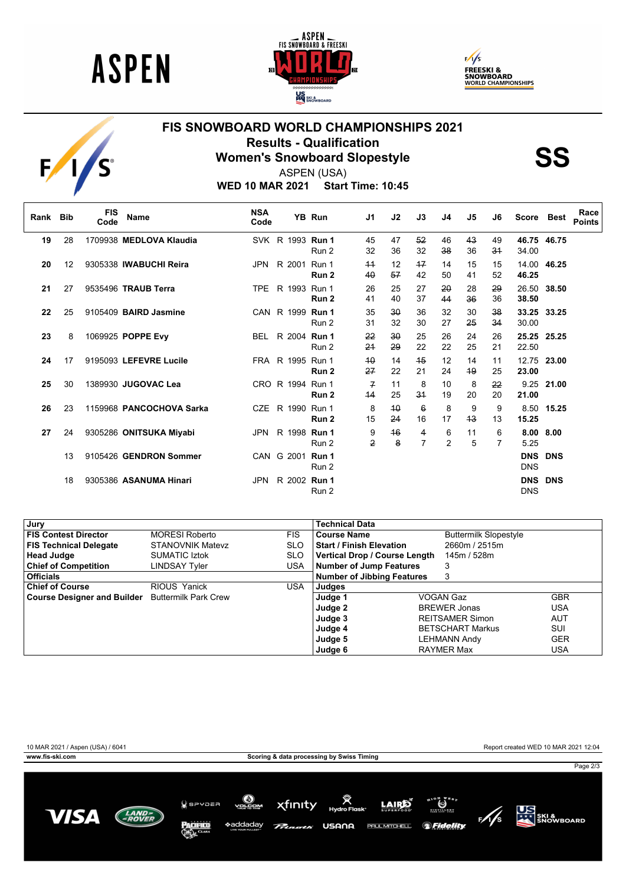# FIS SNOWBOARD WORLD CHAMPIONSHIPS 2021

## Results - Qualification

## Women's Snowboard Slopestyle

**SS**

ASPEN (USA)

**WED 10 MAR 2021 Start Time: 10:45**

| Rank | Bib | FIS Code | Name | NSA Code | | YB | Run | J1 | J2 | J3 | J4 | J5 | J6 | Score | Best | Race Points |
|---|---|---|---|---|---|---|---|---|---|---|---|---|---|---|---|---|
| 19 | 28 | 1709938 | **MEDLOVA Klaudia** | SVK | R | 1993 | **Run 1** | 45 | 47 | ~~52~~ | 46 | ~~43~~ | 49 | **46.75** | **46.75** | |
| | | | | | | | Run 2 | 32 | 36 | 32 | ~~38~~ | 36 | ~~31~~ | 34.00 | | |
| 20 | 12 | 9305338 | **IWABUCHI Reira** | JPN | R | 2001 | Run 1 | ~~11~~ | 12 | ~~17~~ | 14 | 15 | 15 | 14.00 | **46.25** | |
| | | | | | | | **Run 2** | ~~40~~ | ~~57~~ | 42 | 50 | 41 | 52 | **46.25** | | |
| 21 | 27 | 9535496 | **TRAUB Terra** | TPE | R | 1993 | Run 1 | 26 | 25 | 27 | ~~20~~ | 28 | ~~29~~ | 26.50 | **38.50** | |
| | | | | | | | **Run 2** | 41 | 40 | 37 | ~~44~~ | ~~36~~ | 36 | **38.50** | | |
| 22 | 25 | 9105409 | **BAIRD Jasmine** | CAN | R | 1999 | **Run 1** | 35 | ~~30~~ | 36 | 32 | 30 | ~~38~~ | **33.25** | **33.25** | |
| | | | | | | | Run 2 | 31 | 32 | 30 | 27 | ~~25~~ | ~~34~~ | 30.00 | | |
| 23 | 8 | 1069925 | **POPPE Evy** | BEL | R | 2004 | **Run 1** | ~~22~~ | ~~30~~ | 25 | 26 | 24 | 26 | **25.25** | **25.25** | |
| | | | | | | | Run 2 | ~~21~~ | ~~29~~ | 22 | 22 | 25 | 21 | 22.50 | | |
| 24 | 17 | 9195093 | **LEFEVRE Lucile** | FRA | R | 1995 | Run 1 | ~~10~~ | 14 | ~~15~~ | 12 | 14 | 11 | 12.75 | **23.00** | |
| | | | | | | | **Run 2** | ~~27~~ | 22 | 21 | 24 | ~~19~~ | 25 | **23.00** | | |
| 25 | 30 | 1389930 | **JUGOVAC Lea** | CRO | R | 1994 | Run 1 | ~~7~~ | 11 | 8 | 10 | 8 | ~~22~~ | 9.25 | **21.00** | |
| | | | | | | | **Run 2** | ~~14~~ | 25 | ~~31~~ | 19 | 20 | 20 | **21.00** | | |
| 26 | 23 | 1159968 | **PANCOCHOVA Sarka** | CZE | R | 1990 | Run 1 | 8 | ~~10~~ | ~~6~~ | 8 | 9 | 9 | 8.50 | **15.25** | |
| | | | | | | | **Run 2** | 15 | ~~24~~ | 16 | 17 | ~~13~~ | 13 | **15.25** | | |
| 27 | 24 | 9305286 | **ONITSUKA Miyabi** | JPN | R | 1998 | **Run 1** | 9 | ~~16~~ | ~~4~~ | 6 | 11 | 6 | **8.00** | **8.00** | |
| | | | | | | | Run 2 | ~~2~~ | ~~8~~ | 7 | 2 | 5 | 7 | 5.25 | | |
| | 13 | 9105426 | **GENDRON Sommer** | CAN | G | 2001 | **Run 1** | | | | | | | **DNS** | **DNS** | |
| | | | | | | | Run 2 | | | | | | | DNS | | |
| | 18 | 9305386 | **ASANUMA Hinari** | JPN | R | 2002 | **Run 1** | | | | | | | **DNS** | **DNS** | |
| | | | | | | | Run 2 | | | | | | | DNS | | |

| Jury | | |
|---|---|---|
| **FIS Contest Director** | MORESI Roberto | FIS |
| **FIS Technical Delegate** | STANOVNIK Matevz | SLO |
| **Head Judge** | SUMATIC Iztok | SLO |
| **Chief of Competition** | LINDSAY Tyler | USA |
| **Officials** | | |
| **Chief of Course** | RIOUS Yanick | USA |
| **Course Designer and Builder** | Buttermilk Park Crew | |

| Technical Data | |
|---|---|
| **Course Name** | Buttermilk Slopestyle |
| **Start / Finish Elevation** | 2660m / 2515m |
| **Vertical Drop / Course Length** | 145m / 528m |
| **Number of Jump Features** | 3 |
| **Number of Jibbing Features** | 3 |

| Judges | | |
|---|---|---|
| **Judge 1** | VOGAN Gaz | GBR |
| **Judge 2** | BREWER Jonas | USA |
| **Judge 3** | REITSAMER Simon | AUT |
| **Judge 4** | BETSCHART Markus | SUI |
| **Judge 5** | LEHMANN Andy | GER |
| **Judge 6** | RAYMER Max | USA |

10 MAR 2021 / Aspen (USA) / 6041

Report created WED 10 MAR 2021 12:04

www.fis-ski.com

Scoring & data processing by Swiss Timing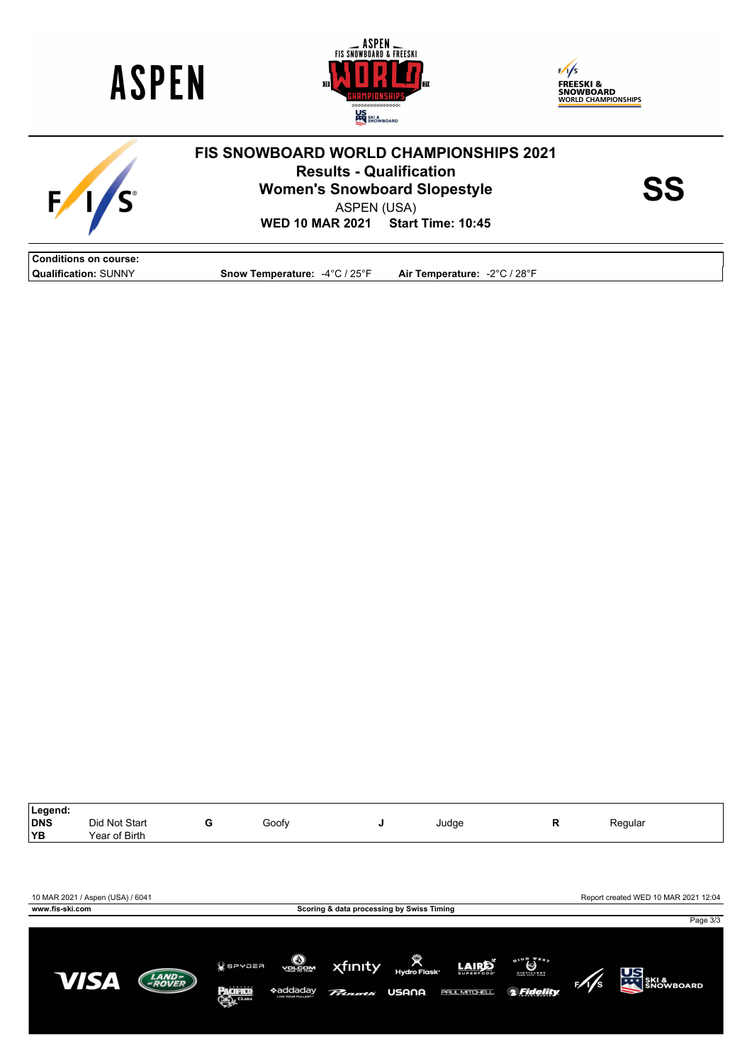# FIS SNOWBOARD WORLD CHAMPIONSHIPS 2021

## Results - Qualification

## Women's Snowboard Slopestyle

ASPEN (USA)

**WED 10 MAR 2021 Start Time: 10:45**

**SS**

**Conditions on course:**

**Qualification:** SUNNY **Snow Temperature:** -4°C / 25°F **Air Temperature:** -2°C / 28°F

| Legend: | | | | | | | |
|---|---|---|---|---|---|---|---|
| **DNS** | Did Not Start | **G** | Goofy | **J** | Judge | **R** | Regular |
| **YB** | Year of Birth | | | | | | |

10 MAR 2021 / Aspen (USA) / 6041

Report created WED 10 MAR 2021 12:04

www.fis-ski.com

Scoring & data processing by Swiss Timing